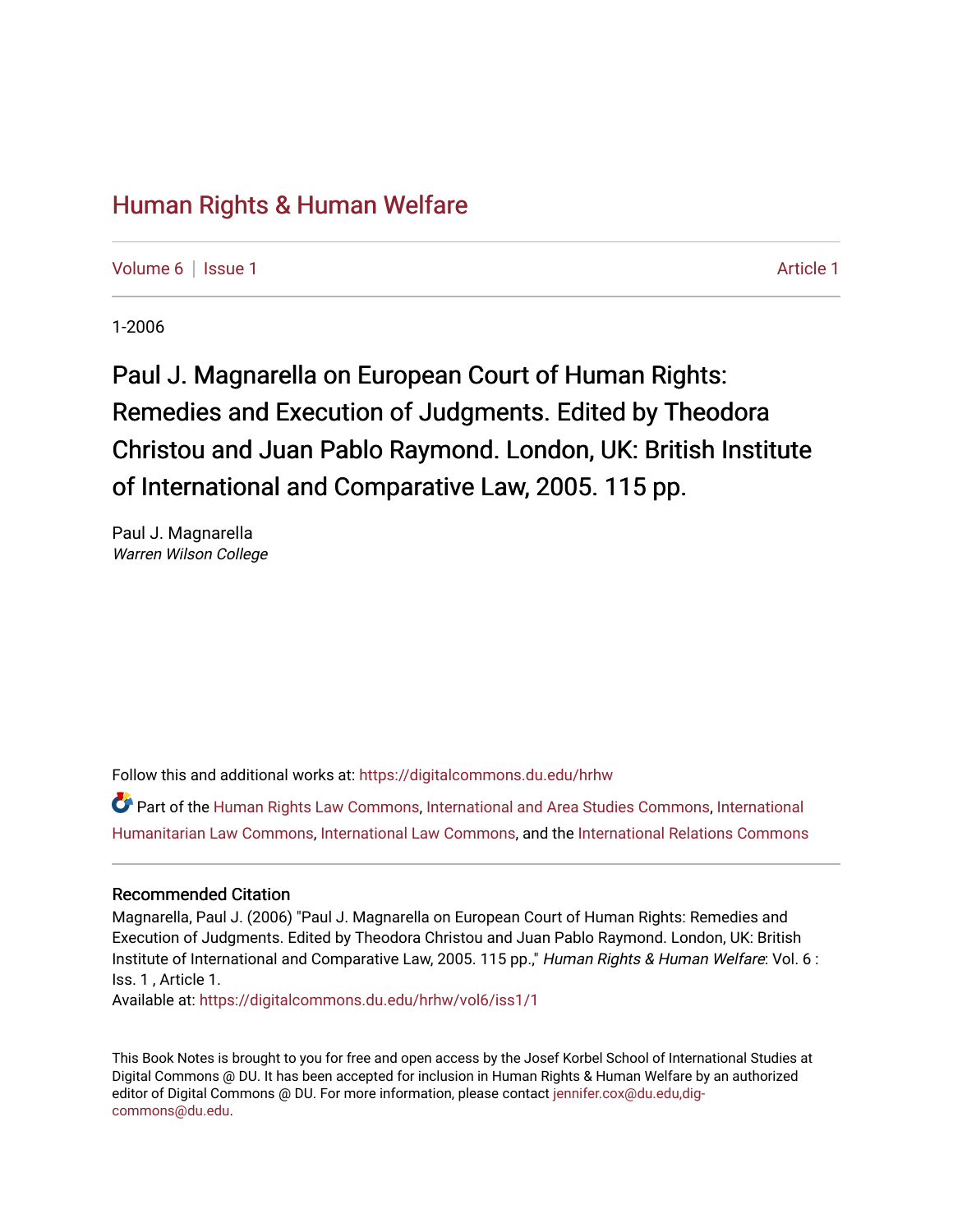# Human Rights & Human Welfare

Volume 6 | Issue 1 | Article 1

1-2006

## Paul J. Magnarella on European Court of Human Rights: Remedies and Execution of Judgments. Edited by Theodora Christou and Juan Pablo Raymond. London, UK: British Institute of International and Comparative Law, 2005. 115 pp.

Paul J. Magnarella
*Warren Wilson College*

Follow this and additional works at: https://digitalcommons.du.edu/hrhw

Part of the Human Rights Law Commons, International and Area Studies Commons, International Humanitarian Law Commons, International Law Commons, and the International Relations Commons

---

### Recommended Citation

Magnarella, Paul J. (2006) "Paul J. Magnarella on European Court of Human Rights: Remedies and Execution of Judgments. Edited by Theodora Christou and Juan Pablo Raymond. London, UK: British Institute of International and Comparative Law, 2005. 115 pp.," *Human Rights & Human Welfare*: Vol. 6 : Iss. 1 , Article 1.
Available at: https://digitalcommons.du.edu/hrhw/vol6/iss1/1

This Book Notes is brought to you for free and open access by the Josef Korbel School of International Studies at Digital Commons @ DU. It has been accepted for inclusion in Human Rights & Human Welfare by an authorized editor of Digital Commons @ DU. For more information, please contact jennifer.cox@du.edu,dig-commons@du.edu.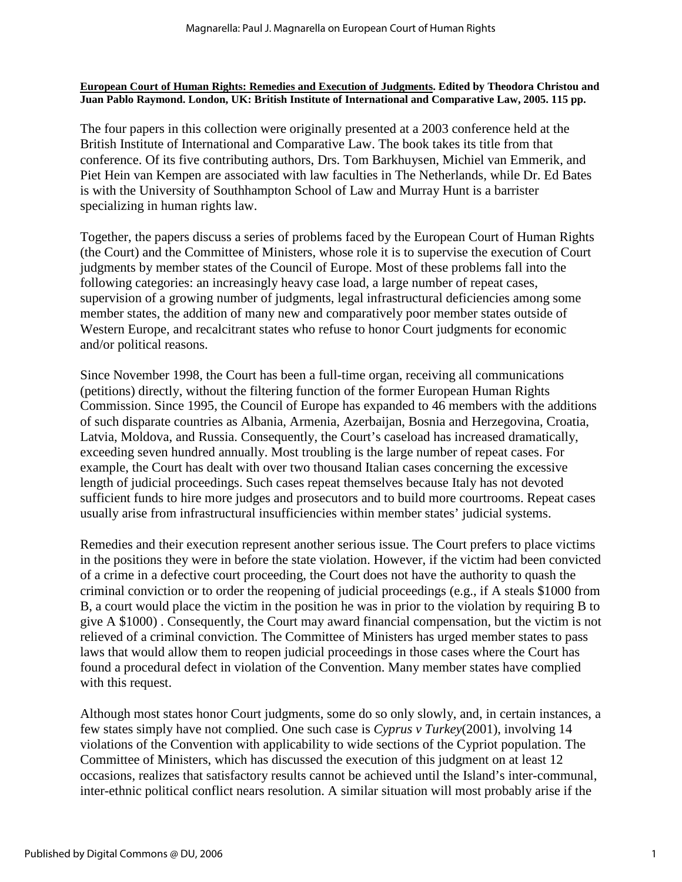**European Court of Human Rights: Remedies and Execution of Judgments. Edited by Theodora Christou and Juan Pablo Raymond. London, UK: British Institute of International and Comparative Law, 2005. 115 pp.**

The four papers in this collection were originally presented at a 2003 conference held at the British Institute of International and Comparative Law. The book takes its title from that conference. Of its five contributing authors, Drs. Tom Barkhuysen, Michiel van Emmerik, and Piet Hein van Kempen are associated with law faculties in The Netherlands, while Dr. Ed Bates is with the University of Southhampton School of Law and Murray Hunt is a barrister specializing in human rights law.

Together, the papers discuss a series of problems faced by the European Court of Human Rights (the Court) and the Committee of Ministers, whose role it is to supervise the execution of Court judgments by member states of the Council of Europe. Most of these problems fall into the following categories: an increasingly heavy case load, a large number of repeat cases, supervision of a growing number of judgments, legal infrastructural deficiencies among some member states, the addition of many new and comparatively poor member states outside of Western Europe, and recalcitrant states who refuse to honor Court judgments for economic and/or political reasons.

Since November 1998, the Court has been a full-time organ, receiving all communications (petitions) directly, without the filtering function of the former European Human Rights Commission. Since 1995, the Council of Europe has expanded to 46 members with the additions of such disparate countries as Albania, Armenia, Azerbaijan, Bosnia and Herzegovina, Croatia, Latvia, Moldova, and Russia. Consequently, the Court's caseload has increased dramatically, exceeding seven hundred annually. Most troubling is the large number of repeat cases. For example, the Court has dealt with over two thousand Italian cases concerning the excessive length of judicial proceedings. Such cases repeat themselves because Italy has not devoted sufficient funds to hire more judges and prosecutors and to build more courtrooms. Repeat cases usually arise from infrastructural insufficiencies within member states' judicial systems.

Remedies and their execution represent another serious issue. The Court prefers to place victims in the positions they were in before the state violation. However, if the victim had been convicted of a crime in a defective court proceeding, the Court does not have the authority to quash the criminal conviction or to order the reopening of judicial proceedings (e.g., if A steals $1000 from B, a court would place the victim in the position he was in prior to the violation by requiring B to give A $1000) . Consequently, the Court may award financial compensation, but the victim is not relieved of a criminal conviction. The Committee of Ministers has urged member states to pass laws that would allow them to reopen judicial proceedings in those cases where the Court has found a procedural defect in violation of the Convention. Many member states have complied with this request.

Although most states honor Court judgments, some do so only slowly, and, in certain instances, a few states simply have not complied. One such case is *Cyprus v Turkey*(2001), involving 14 violations of the Convention with applicability to wide sections of the Cypriot population. The Committee of Ministers, which has discussed the execution of this judgment on at least 12 occasions, realizes that satisfactory results cannot be achieved until the Island's inter-communal, inter-ethnic political conflict nears resolution. A similar situation will most probably arise if the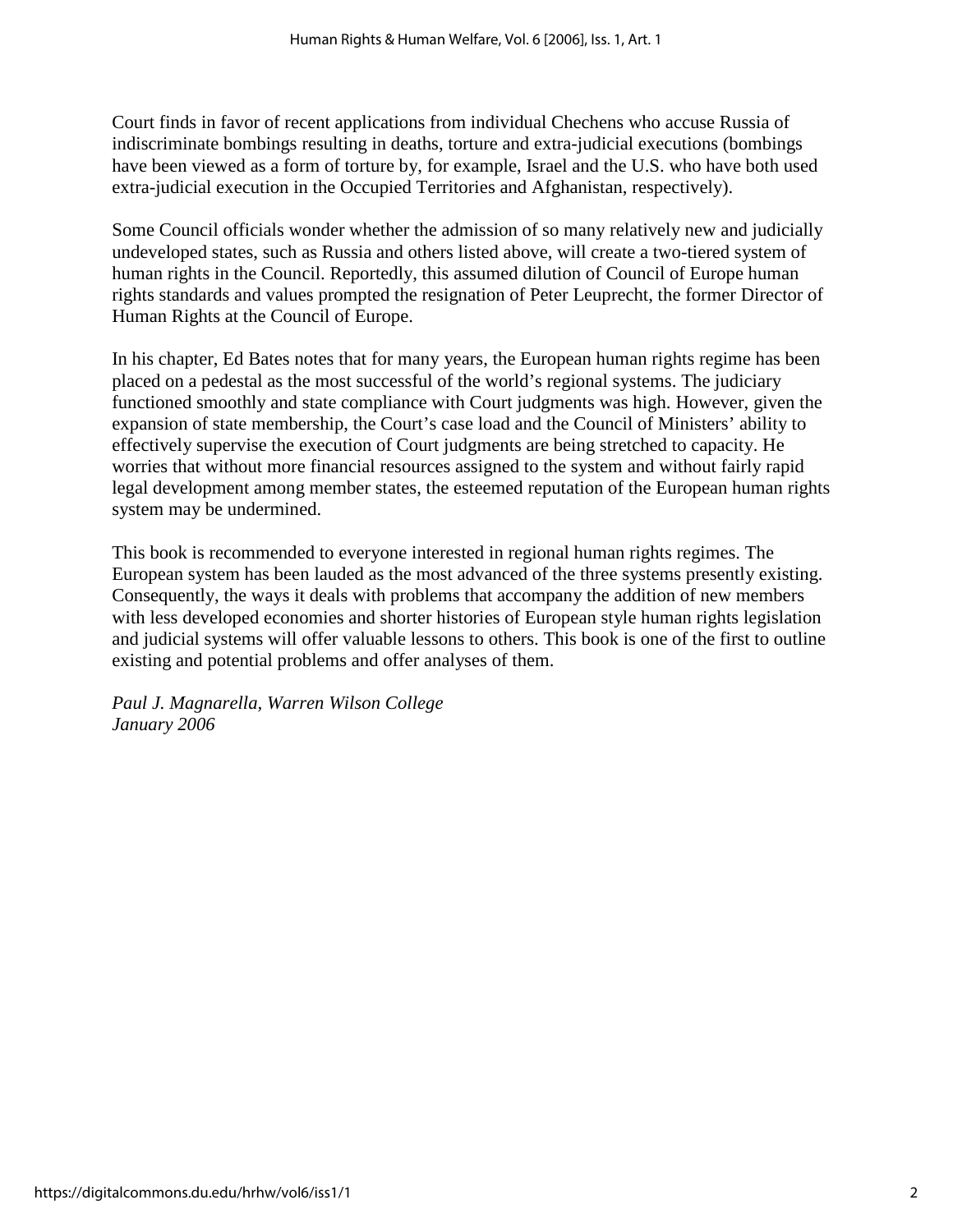Court finds in favor of recent applications from individual Chechens who accuse Russia of indiscriminate bombings resulting in deaths, torture and extra-judicial executions (bombings have been viewed as a form of torture by, for example, Israel and the U.S. who have both used extra-judicial execution in the Occupied Territories and Afghanistan, respectively).

Some Council officials wonder whether the admission of so many relatively new and judicially undeveloped states, such as Russia and others listed above, will create a two-tiered system of human rights in the Council. Reportedly, this assumed dilution of Council of Europe human rights standards and values prompted the resignation of Peter Leuprecht, the former Director of Human Rights at the Council of Europe.

In his chapter, Ed Bates notes that for many years, the European human rights regime has been placed on a pedestal as the most successful of the world's regional systems. The judiciary functioned smoothly and state compliance with Court judgments was high. However, given the expansion of state membership, the Court's case load and the Council of Ministers' ability to effectively supervise the execution of Court judgments are being stretched to capacity. He worries that without more financial resources assigned to the system and without fairly rapid legal development among member states, the esteemed reputation of the European human rights system may be undermined.

This book is recommended to everyone interested in regional human rights regimes. The European system has been lauded as the most advanced of the three systems presently existing. Consequently, the ways it deals with problems that accompany the addition of new members with less developed economies and shorter histories of European style human rights legislation and judicial systems will offer valuable lessons to others. This book is one of the first to outline existing and potential problems and offer analyses of them.

*Paul J. Magnarella, Warren Wilson College*
*January 2006*